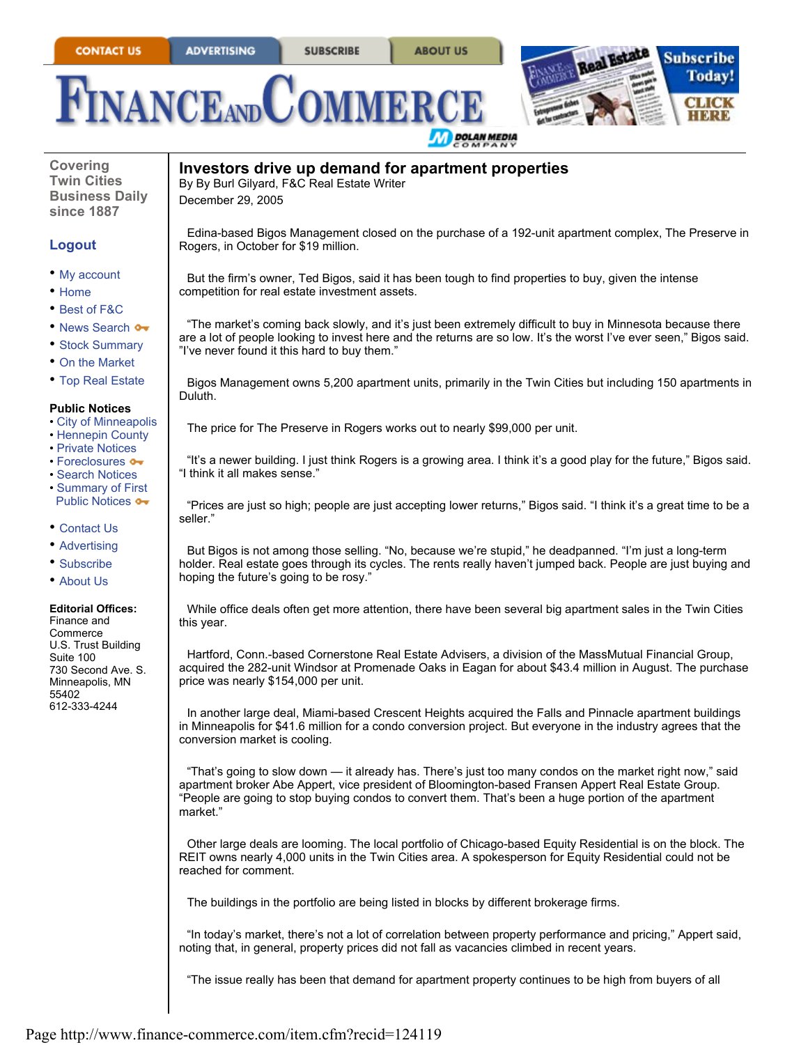# Investors drive up demand for apartment properties

By By Burl Gilyard, F&C Real Estate Writer
December 29, 2005

Edina-based Bigos Management closed on the purchase of a 192-unit apartment complex, The Preserve in Rogers, in October for $19 million.

But the firm's owner, Ted Bigos, said it has been tough to find properties to buy, given the intense competition for real estate investment assets.

"The market's coming back slowly, and it's just been extremely difficult to buy in Minnesota because there are a lot of people looking to invest here and the returns are so low. It's the worst I've ever seen," Bigos said. "I've never found it this hard to buy them."

Bigos Management owns 5,200 apartment units, primarily in the Twin Cities but including 150 apartments in Duluth.

The price for The Preserve in Rogers works out to nearly $99,000 per unit.

"It's a newer building. I just think Rogers is a growing area. I think it's a good play for the future," Bigos said. "I think it all makes sense."

"Prices are just so high; people are just accepting lower returns," Bigos said. "I think it's a great time to be a seller."

But Bigos is not among those selling. "No, because we're stupid," he deadpanned. "I'm just a long-term holder. Real estate goes through its cycles. The rents really haven't jumped back. People are just buying and hoping the future's going to be rosy."

While office deals often get more attention, there have been several big apartment sales in the Twin Cities this year.

Hartford, Conn.-based Cornerstone Real Estate Advisers, a division of the MassMutual Financial Group, acquired the 282-unit Windsor at Promenade Oaks in Eagan for about $43.4 million in August. The purchase price was nearly $154,000 per unit.

In another large deal, Miami-based Crescent Heights acquired the Falls and Pinnacle apartment buildings in Minneapolis for $41.6 million for a condo conversion project. But everyone in the industry agrees that the conversion market is cooling.

"That's going to slow down — it already has. There's just too many condos on the market right now," said apartment broker Abe Appert, vice president of Bloomington-based Fransen Appert Real Estate Group. "People are going to stop buying condos to convert them. That's been a huge portion of the apartment market."

Other large deals are looming. The local portfolio of Chicago-based Equity Residential is on the block. The REIT owns nearly 4,000 units in the Twin Cities area. A spokesperson for Equity Residential could not be reached for comment.

The buildings in the portfolio are being listed in blocks by different brokerage firms.

"In today's market, there's not a lot of correlation between property performance and pricing," Appert said, noting that, in general, property prices did not fall as vacancies climbed in recent years.

"The issue really has been that demand for apartment property continues to be high from buyers of all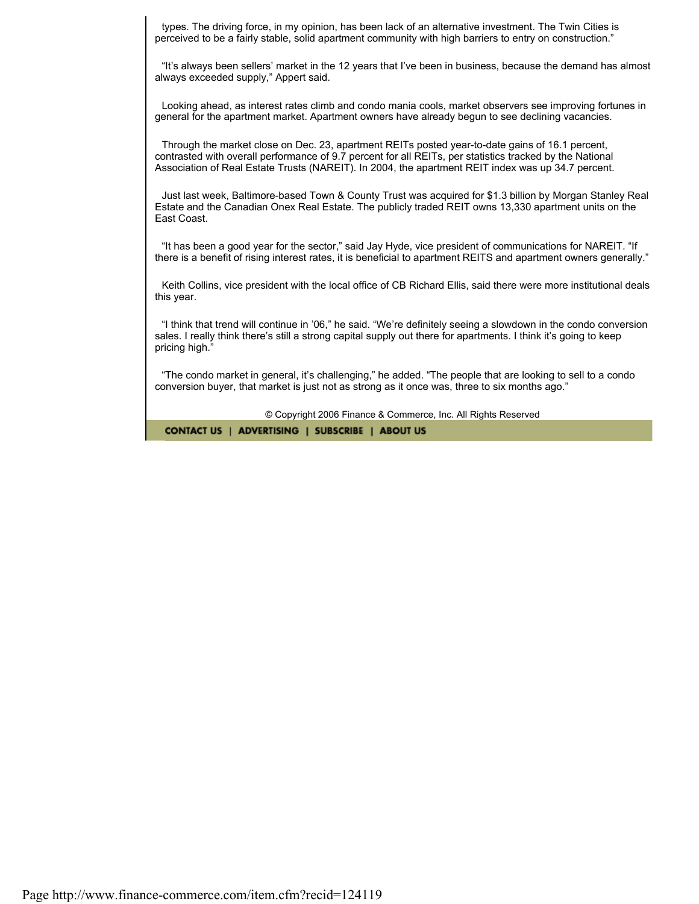types. The driving force, in my opinion, has been lack of an alternative investment. The Twin Cities is perceived to be a fairly stable, solid apartment community with high barriers to entry on construction."

"It's always been sellers' market in the 12 years that I've been in business, because the demand has almost always exceeded supply," Appert said.

Looking ahead, as interest rates climb and condo mania cools, market observers see improving fortunes in general for the apartment market. Apartment owners have already begun to see declining vacancies.

Through the market close on Dec. 23, apartment REITs posted year-to-date gains of 16.1 percent, contrasted with overall performance of 9.7 percent for all REITs, per statistics tracked by the National Association of Real Estate Trusts (NAREIT). In 2004, the apartment REIT index was up 34.7 percent.

Just last week, Baltimore-based Town & County Trust was acquired for $1.3 billion by Morgan Stanley Real Estate and the Canadian Onex Real Estate. The publicly traded REIT owns 13,330 apartment units on the East Coast.

"It has been a good year for the sector," said Jay Hyde, vice president of communications for NAREIT. "If there is a benefit of rising interest rates, it is beneficial to apartment REITS and apartment owners generally."

Keith Collins, vice president with the local office of CB Richard Ellis, said there were more institutional deals this year.

"I think that trend will continue in '06," he said. "We're definitely seeing a slowdown in the condo conversion sales. I really think there's still a strong capital supply out there for apartments. I think it's going to keep pricing high."

"The condo market in general, it's challenging," he added. "The people that are looking to sell to a condo conversion buyer, that market is just not as strong as it once was, three to six months ago."

© Copyright 2006 Finance & Commerce, Inc. All Rights Reserved

CONTACT US | ADVERTISING | SUBSCRIBE | ABOUT US